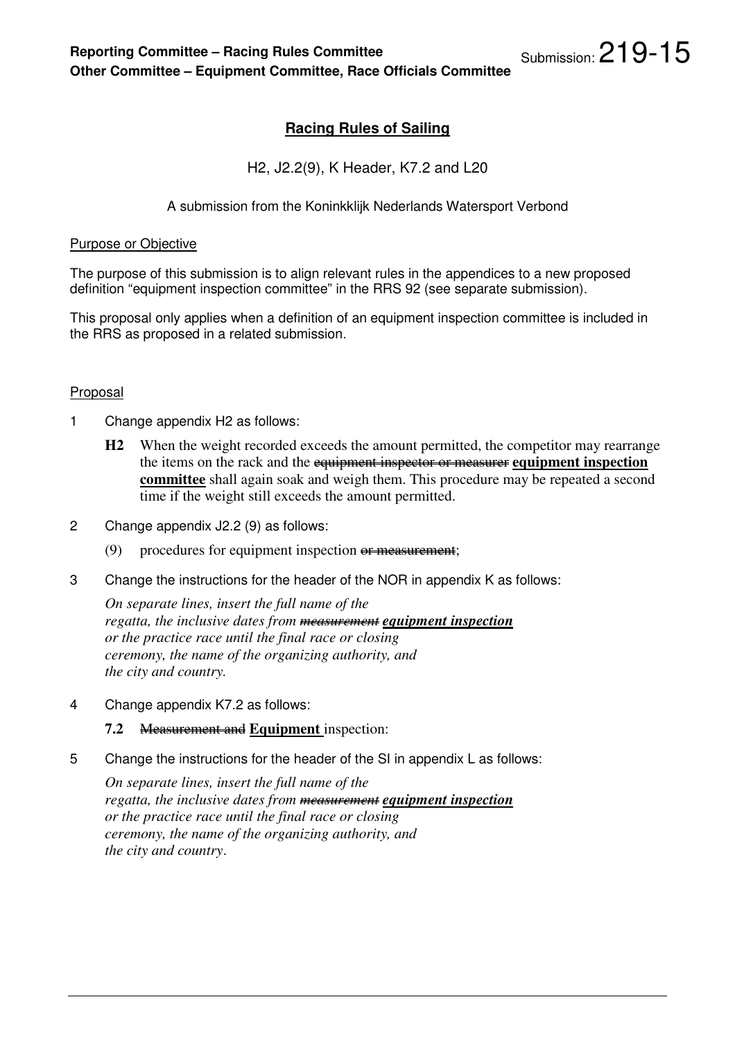**Reporting Committee – Racing Rules Committee**
**Other Committee – Equipment Committee, Race Officials Committee**

Submission: 219-15

## Racing Rules of Sailing

H2, J2.2(9), K Header, K7.2 and L20

A submission from the Koninkklijk Nederlands Watersport Verbond

### Purpose or Objective

The purpose of this submission is to align relevant rules in the appendices to a new proposed definition "equipment inspection committee" in the RRS 92 (see separate submission).

This proposal only applies when a definition of an equipment inspection committee is included in the RRS as proposed in a related submission.

### Proposal

1 Change appendix H2 as follows:

**H2** When the weight recorded exceeds the amount permitted, the competitor may rearrange the items on the rack and the ~~equipment inspector or measurer~~ **equipment inspection committee** shall again soak and weigh them. This procedure may be repeated a second time if the weight still exceeds the amount permitted.

2 Change appendix J2.2 (9) as follows:

(9) procedures for equipment inspection ~~or measurement~~;

3 Change the instructions for the header of the NOR in appendix K as follows:

*On separate lines, insert the full name of the regatta, the inclusive dates from ~~measurement~~ **equipment inspection** or the practice race until the final race or closing ceremony, the name of the organizing authority, and the city and country.*

4 Change appendix K7.2 as follows:

**7.2** ~~Measurement and~~ **Equipment** inspection:

5 Change the instructions for the header of the SI in appendix L as follows:

*On separate lines, insert the full name of the regatta, the inclusive dates from ~~measurement~~ **equipment inspection** or the practice race until the final race or closing ceremony, the name of the organizing authority, and the city and country.*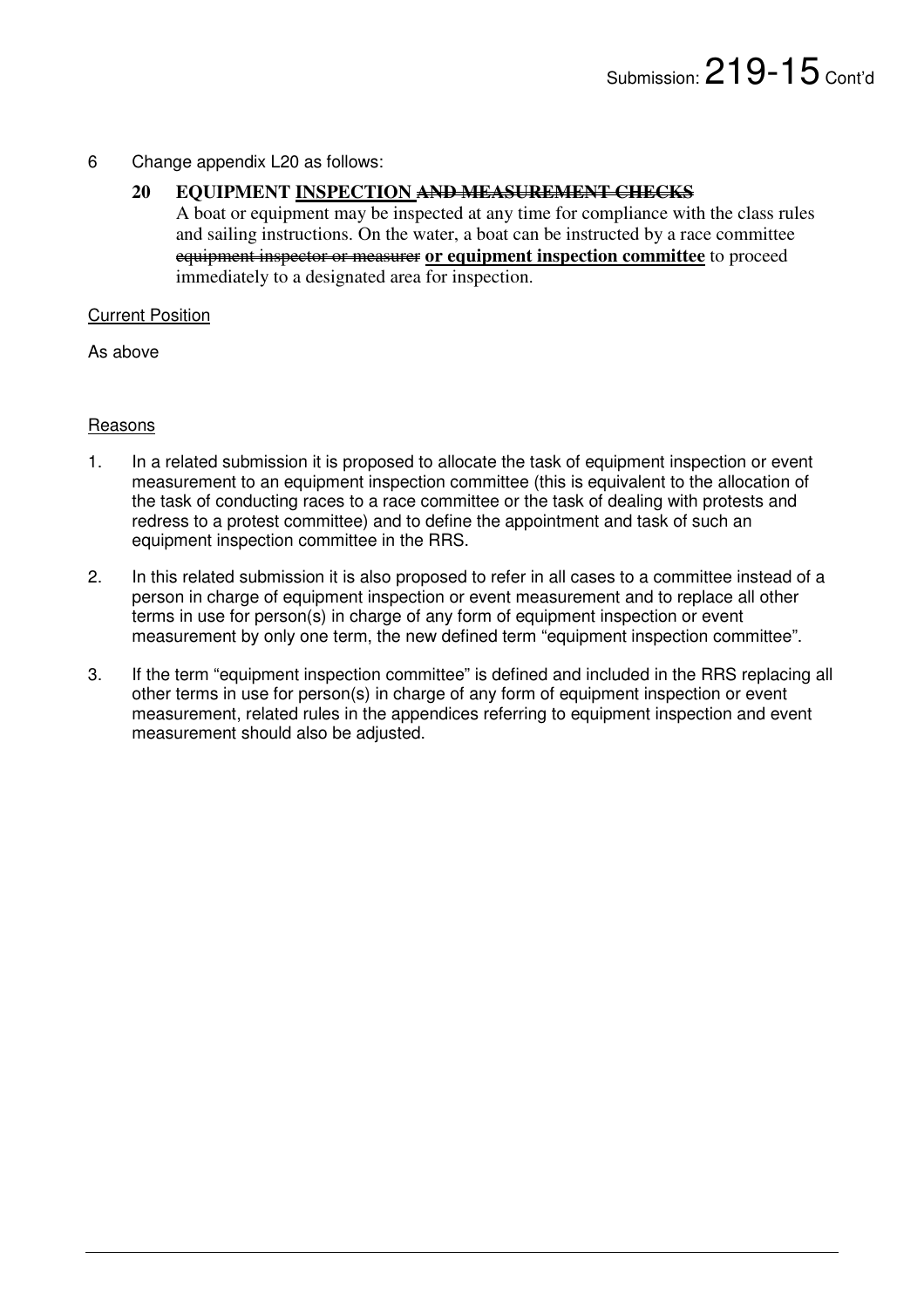6 Change appendix L20 as follows:

**20 EQUIPMENT INSPECTION ~~AND MEASUREMENT CHECKS~~**

A boat or equipment may be inspected at any time for compliance with the class rules and sailing instructions. On the water, a boat can be instructed by a race committee ~~equipment inspector or measurer~~ **or equipment inspection committee** to proceed immediately to a designated area for inspection.

Current Position

As above

Reasons

1. In a related submission it is proposed to allocate the task of equipment inspection or event measurement to an equipment inspection committee (this is equivalent to the allocation of the task of conducting races to a race committee or the task of dealing with protests and redress to a protest committee) and to define the appointment and task of such an equipment inspection committee in the RRS.
2. In this related submission it is also proposed to refer in all cases to a committee instead of a person in charge of equipment inspection or event measurement and to replace all other terms in use for person(s) in charge of any form of equipment inspection or event measurement by only one term, the new defined term "equipment inspection committee".
3. If the term "equipment inspection committee" is defined and included in the RRS replacing all other terms in use for person(s) in charge of any form of equipment inspection or event measurement, related rules in the appendices referring to equipment inspection and event measurement should also be adjusted.